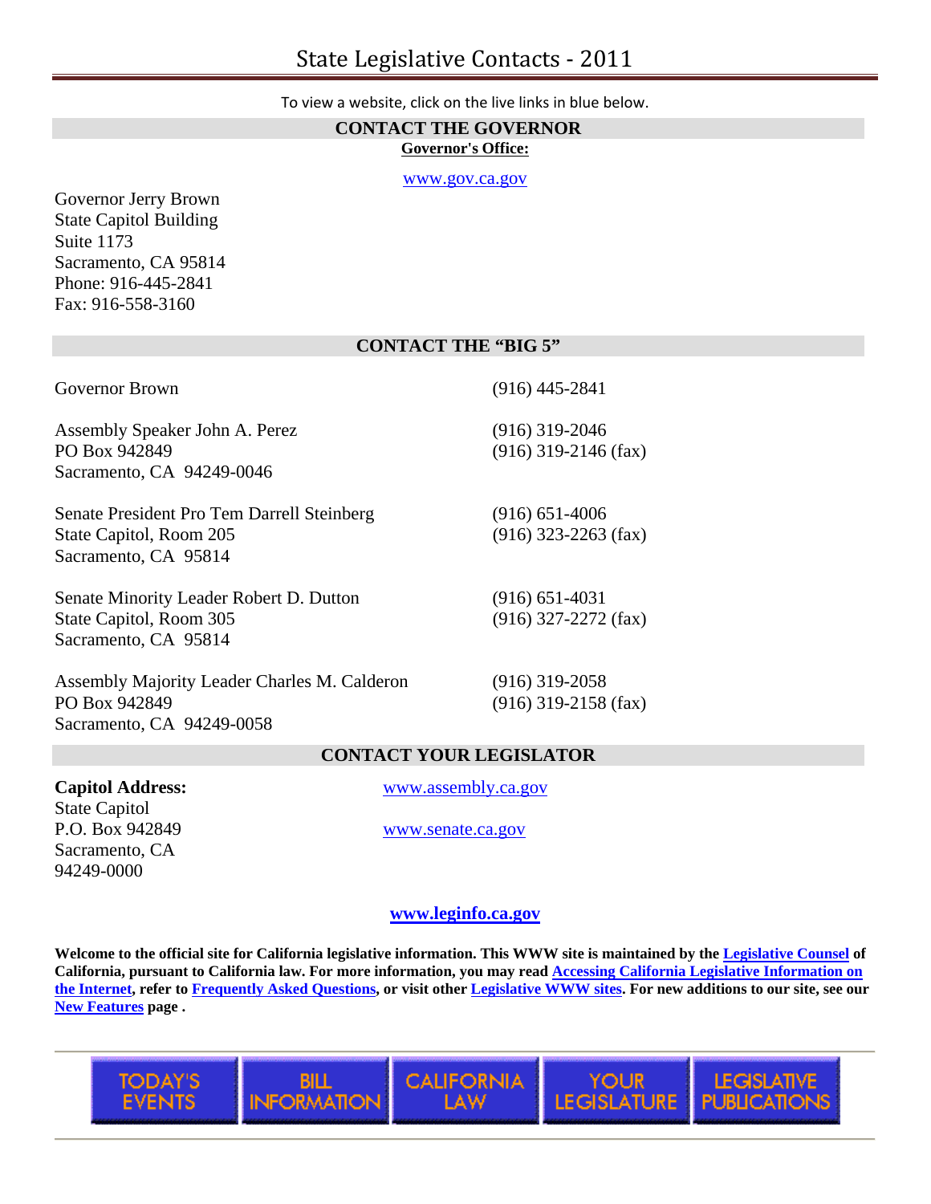# State Legislative Contacts - 2011

To view a website, click on the live links in blue below.

## CONTACT THE GOVERNOR

**Governor's Office:**

www.gov.ca.gov

Governor Jerry Brown  
State Capitol Building  
Suite 1173  
Sacramento, CA 95814  
Phone: 916-445-2841  
Fax: 916-558-3160

## CONTACT THE "BIG 5"

| | |
|---|---|
| Governor Brown | (916) 445-2841 |
| Assembly Speaker John A. Perez<br>PO Box 942849<br>Sacramento, CA 94249-0046 | (916) 319-2046<br>(916) 319-2146 (fax) |
| Senate President Pro Tem Darrell Steinberg<br>State Capitol, Room 205<br>Sacramento, CA 95814 | (916) 651-4006<br>(916) 323-2263 (fax) |
| Senate Minority Leader Robert D. Dutton<br>State Capitol, Room 305<br>Sacramento, CA 95814 | (916) 651-4031<br>(916) 327-2272 (fax) |
| Assembly Majority Leader Charles M. Calderon<br>PO Box 942849<br>Sacramento, CA 94249-0058 | (916) 319-2058<br>(916) 319-2158 (fax) |

## CONTACT YOUR LEGISLATOR

**Capitol Address:**  
State Capitol  
P.O. Box 942849  
Sacramento, CA  
94249-0000

www.assembly.ca.gov

www.senate.ca.gov

**www.leginfo.ca.gov**

**Welcome to the official site for California legislative information. This WWW site is maintained by the Legislative Counsel of California, pursuant to California law. For more information, you may read Accessing California Legislative Information on the Internet, refer to Frequently Asked Questions, or visit other Legislative WWW sites. For new additions to our site, see our New Features page .**

TODAY'S EVENTS | BILL INFORMATION | CALIFORNIA LAW | YOUR LEGISLATURE | LEGISLATIVE PUBLICATIONS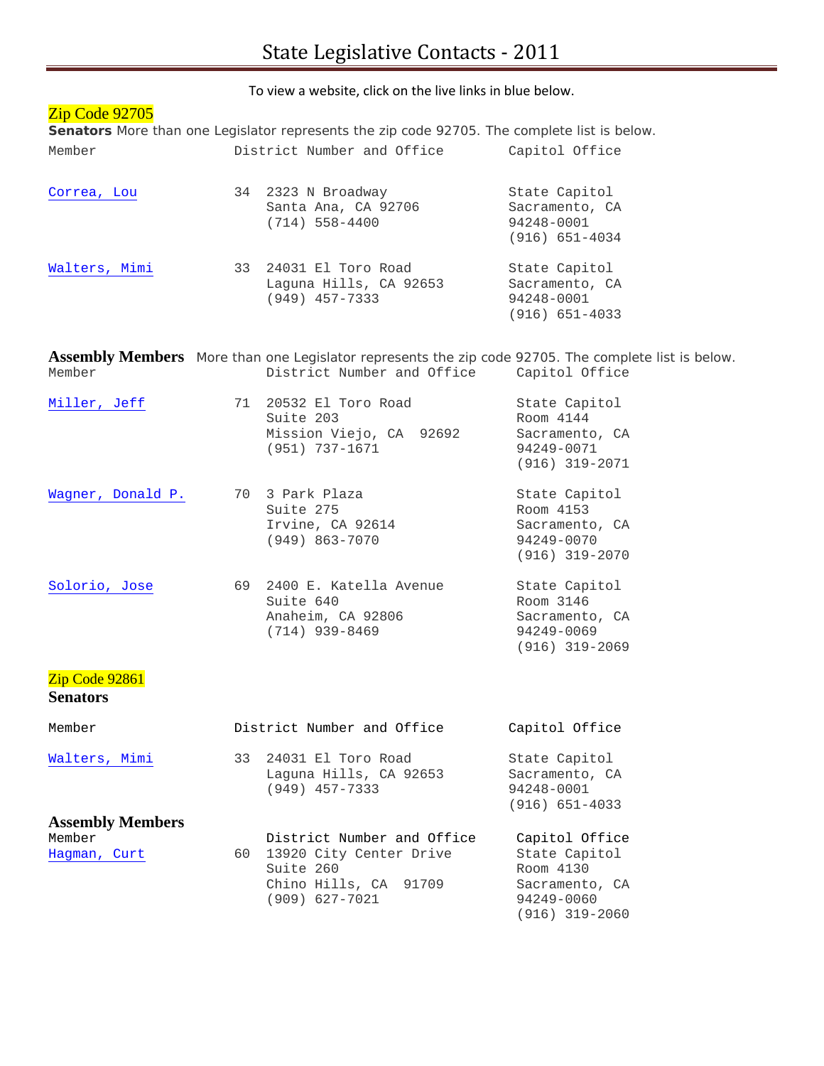# State Legislative Contacts - 2011

To view a website, click on the live links in blue below.

## Zip Code 92705

**Senators** More than one Legislator represents the zip code 92705. The complete list is below.

| Member | District Number and Office | | Capitol Office |
|---|---|---|---|
| Correa, Lou | 34 | 2323 N Broadway<br>Santa Ana, CA 92706<br>(714) 558-4400 | State Capitol<br>Sacramento, CA<br>94248-0001<br>(916) 651-4034 |
| Walters, Mimi | 33 | 24031 El Toro Road<br>Laguna Hills, CA 92653<br>(949) 457-7333 | State Capitol<br>Sacramento, CA<br>94248-0001<br>(916) 651-4033 |

**Assembly Members** More than one Legislator represents the zip code 92705. The complete list is below.

| Member | District Number and Office | | Capitol Office |
|---|---|---|---|
| Miller, Jeff | 71 | 20532 El Toro Road<br>Suite 203<br>Mission Viejo, CA 92692<br>(951) 737-1671 | State Capitol<br>Room 4144<br>Sacramento, CA<br>94249-0071<br>(916) 319-2071 |
| Wagner, Donald P. | 70 | 3 Park Plaza<br>Suite 275<br>Irvine, CA 92614<br>(949) 863-7070 | State Capitol<br>Room 4153<br>Sacramento, CA<br>94249-0070<br>(916) 319-2070 |
| Solorio, Jose | 69 | 2400 E. Katella Avenue<br>Suite 640<br>Anaheim, CA 92806<br>(714) 939-8469 | State Capitol<br>Room 3146<br>Sacramento, CA<br>94249-0069<br>(916) 319-2069 |

## Zip Code 92861

**Senators**

| Member | District Number and Office | | Capitol Office |
|---|---|---|---|
| Walters, Mimi | 33 | 24031 El Toro Road<br>Laguna Hills, CA 92653<br>(949) 457-7333 | State Capitol<br>Sacramento, CA<br>94248-0001<br>(916) 651-4033 |

**Assembly Members**

| Member | District Number and Office | | Capitol Office |
|---|---|---|---|
| Hagman, Curt | 60 | 13920 City Center Drive<br>Suite 260<br>Chino Hills, CA 91709<br>(909) 627-7021 | State Capitol<br>Room 4130<br>Sacramento, CA<br>94249-0060<br>(916) 319-2060 |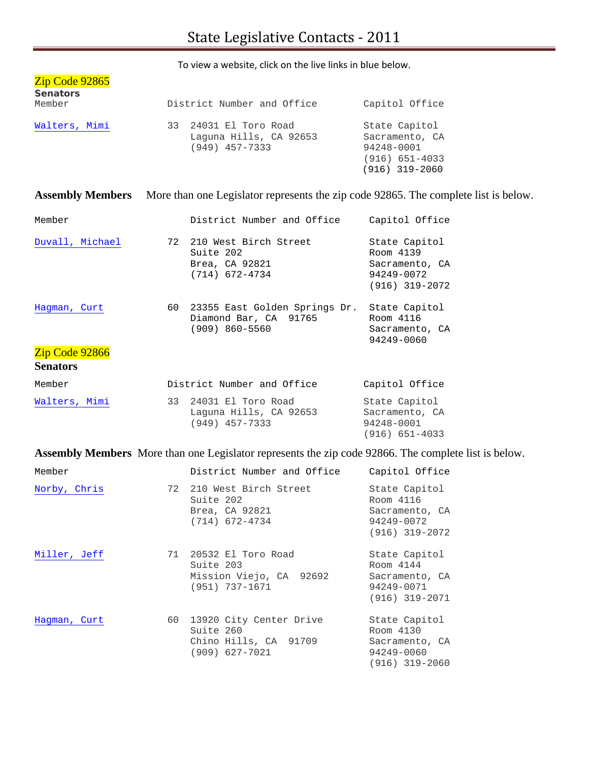# State Legislative Contacts - 2011

To view a website, click on the live links in blue below.

## Zip Code 92865

### Senators

| Member | District Number and Office | | Capitol Office |
|---|---|---|---|
| Walters, Mimi | 33 | 24031 El Toro Road<br>Laguna Hills, CA 92653<br>(949) 457-7333 | State Capitol<br>Sacramento, CA<br>94248-0001<br>(916) 651-4033<br>(916) 319-2060 |

**Assembly Members** More than one Legislator represents the zip code 92865. The complete list is below.

| Member | District Number and Office | | Capitol Office |
|---|---|---|---|
| Duvall, Michael | 72 | 210 West Birch Street<br>Suite 202<br>Brea, CA 92821<br>(714) 672-4734 | State Capitol<br>Room 4139<br>Sacramento, CA<br>94249-0072<br>(916) 319-2072 |
| Hagman, Curt | 60 | 23355 East Golden Springs Dr.<br>Diamond Bar, CA 91765<br>(909) 860-5560 | State Capitol<br>Room 4116<br>Sacramento, CA<br>94249-0060 |

## Zip Code 92866

### Senators

| Member | District Number and Office | | Capitol Office |
|---|---|---|---|
| Walters, Mimi | 33 | 24031 El Toro Road<br>Laguna Hills, CA 92653<br>(949) 457-7333 | State Capitol<br>Sacramento, CA<br>94248-0001<br>(916) 651-4033 |

**Assembly Members** More than one Legislator represents the zip code 92866. The complete list is below.

| Member | District Number and Office | | Capitol Office |
|---|---|---|---|
| Norby, Chris | 72 | 210 West Birch Street<br>Suite 202<br>Brea, CA 92821<br>(714) 672-4734 | State Capitol<br>Room 4116<br>Sacramento, CA<br>94249-0072<br>(916) 319-2072 |
| Miller, Jeff | 71 | 20532 El Toro Road<br>Suite 203<br>Mission Viejo, CA 92692<br>(951) 737-1671 | State Capitol<br>Room 4144<br>Sacramento, CA<br>94249-0071<br>(916) 319-2071 |
| Hagman, Curt | 60 | 13920 City Center Drive<br>Suite 260<br>Chino Hills, CA 91709<br>(909) 627-7021 | State Capitol<br>Room 4130<br>Sacramento, CA<br>94249-0060<br>(916) 319-2060 |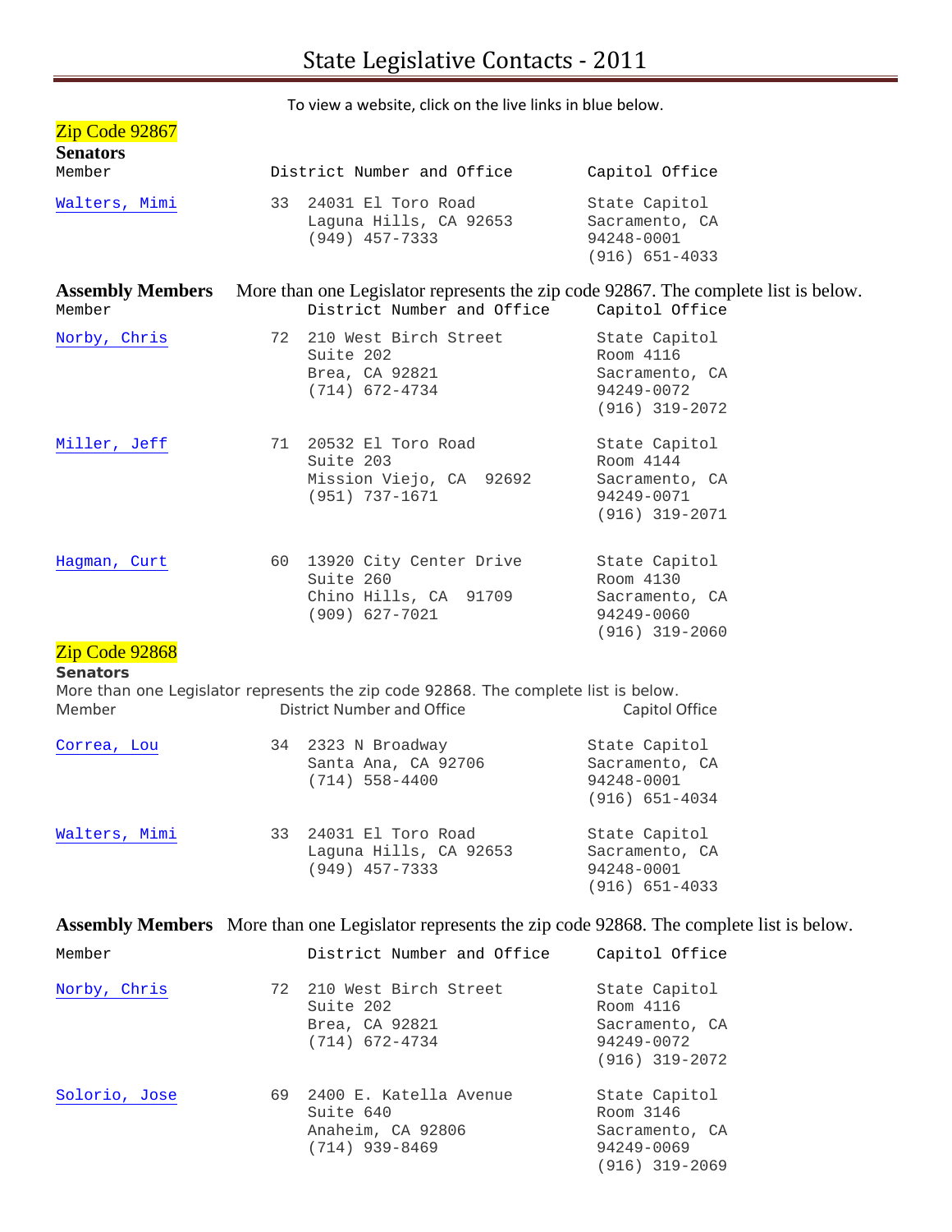# State Legislative Contacts - 2011

To view a website, click on the live links in blue below.

## Zip Code 92867

### Senators

| Member | District Number and Office | | Capitol Office |
|---|---|---|---|
| Walters, Mimi | 33 | 24031 El Toro Road<br>Laguna Hills, CA 92653<br>(949) 457-7333 | State Capitol<br>Sacramento, CA<br>94248-0001<br>(916) 651-4033 |

### Assembly Members

More than one Legislator represents the zip code 92867. The complete list is below.

| Member | District Number and Office | | Capitol Office |
|---|---|---|---|
| Norby, Chris | 72 | 210 West Birch Street<br>Suite 202<br>Brea, CA 92821<br>(714) 672-4734 | State Capitol<br>Room 4116<br>Sacramento, CA<br>94249-0072<br>(916) 319-2072 |
| Miller, Jeff | 71 | 20532 El Toro Road<br>Suite 203<br>Mission Viejo, CA 92692<br>(951) 737-1671 | State Capitol<br>Room 4144<br>Sacramento, CA<br>94249-0071<br>(916) 319-2071 |
| Hagman, Curt | 60 | 13920 City Center Drive<br>Suite 260<br>Chino Hills, CA 91709<br>(909) 627-7021 | State Capitol<br>Room 4130<br>Sacramento, CA<br>94249-0060<br>(916) 319-2060 |

## Zip Code 92868

### Senators

More than one Legislator represents the zip code 92868. The complete list is below.

| Member | District Number and Office | | Capitol Office |
|---|---|---|---|
| Correa, Lou | 34 | 2323 N Broadway<br>Santa Ana, CA 92706<br>(714) 558-4400 | State Capitol<br>Sacramento, CA<br>94248-0001<br>(916) 651-4034 |
| Walters, Mimi | 33 | 24031 El Toro Road<br>Laguna Hills, CA 92653<br>(949) 457-7333 | State Capitol<br>Sacramento, CA<br>94248-0001<br>(916) 651-4033 |

### Assembly Members

More than one Legislator represents the zip code 92868. The complete list is below.

| Member | District Number and Office | | Capitol Office |
|---|---|---|---|
| Norby, Chris | 72 | 210 West Birch Street<br>Suite 202<br>Brea, CA 92821<br>(714) 672-4734 | State Capitol<br>Room 4116<br>Sacramento, CA<br>94249-0072<br>(916) 319-2072 |
| Solorio, Jose | 69 | 2400 E. Katella Avenue<br>Suite 640<br>Anaheim, CA 92806<br>(714) 939-8469 | State Capitol<br>Room 3146<br>Sacramento, CA<br>94249-0069<br>(916) 319-2069 |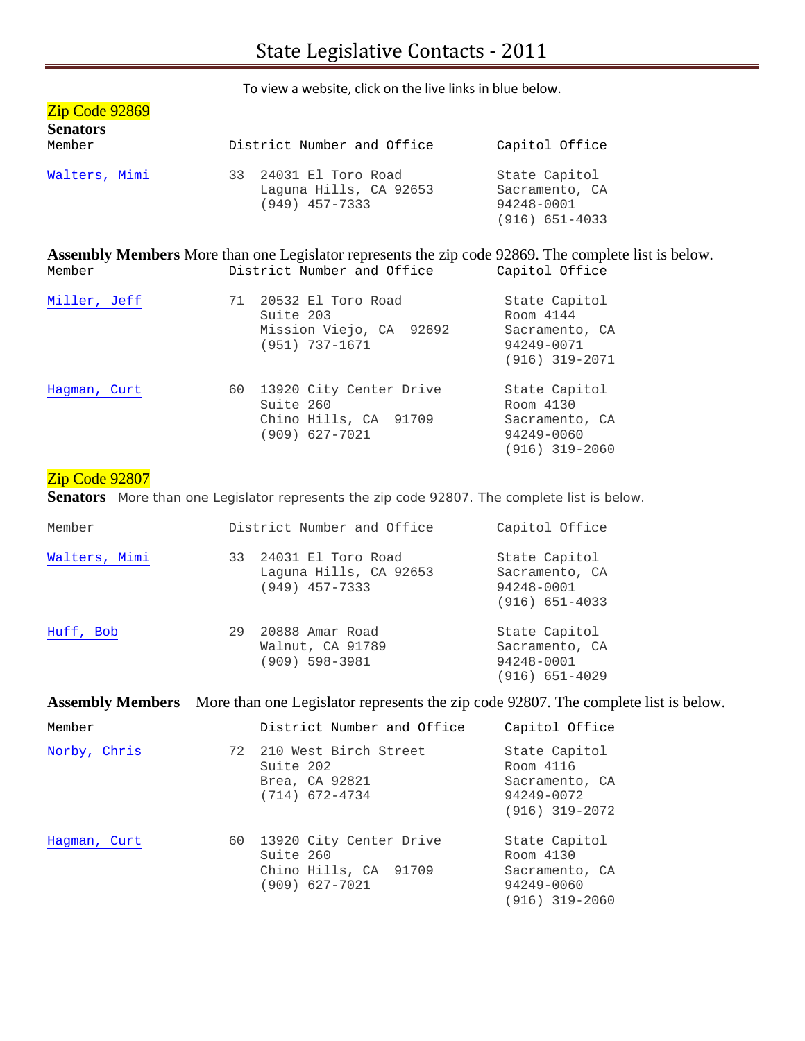# State Legislative Contacts - 2011

To view a website, click on the live links in blue below.

## Zip Code 92869

### Senators

| Member | District Number and Office | | Capitol Office |
|---|---|---|---|
| Walters, Mimi | 33 | 24031 El Toro Road<br>Laguna Hills, CA 92653<br>(949) 457-7333 | State Capitol<br>Sacramento, CA<br>94248-0001<br>(916) 651-4033 |

### Assembly Members

More than one Legislator represents the zip code 92869. The complete list is below.

| Member | District Number and Office | | Capitol Office |
|---|---|---|---|
| Miller, Jeff | 71 | 20532 El Toro Road<br>Suite 203<br>Mission Viejo, CA 92692<br>(951) 737-1671 | State Capitol<br>Room 4144<br>Sacramento, CA<br>94249-0071<br>(916) 319-2071 |
| Hagman, Curt | 60 | 13920 City Center Drive<br>Suite 260<br>Chino Hills, CA 91709<br>(909) 627-7021 | State Capitol<br>Room 4130<br>Sacramento, CA<br>94249-0060<br>(916) 319-2060 |

## Zip Code 92807

### Senators

More than one Legislator represents the zip code 92807. The complete list is below.

| Member | District Number and Office | | Capitol Office |
|---|---|---|---|
| Walters, Mimi | 33 | 24031 El Toro Road<br>Laguna Hills, CA 92653<br>(949) 457-7333 | State Capitol<br>Sacramento, CA<br>94248-0001<br>(916) 651-4033 |
| Huff, Bob | 29 | 20888 Amar Road<br>Walnut, CA 91789<br>(909) 598-3981 | State Capitol<br>Sacramento, CA<br>94248-0001<br>(916) 651-4029 |

### Assembly Members

More than one Legislator represents the zip code 92807. The complete list is below.

| Member | District Number and Office | | Capitol Office |
|---|---|---|---|
| Norby, Chris | 72 | 210 West Birch Street<br>Suite 202<br>Brea, CA 92821<br>(714) 672-4734 | State Capitol<br>Room 4116<br>Sacramento, CA<br>94249-0072<br>(916) 319-2072 |
| Hagman, Curt | 60 | 13920 City Center Drive<br>Suite 260<br>Chino Hills, CA 91709<br>(909) 627-7021 | State Capitol<br>Room 4130<br>Sacramento, CA<br>94249-0060<br>(916) 319-2060 |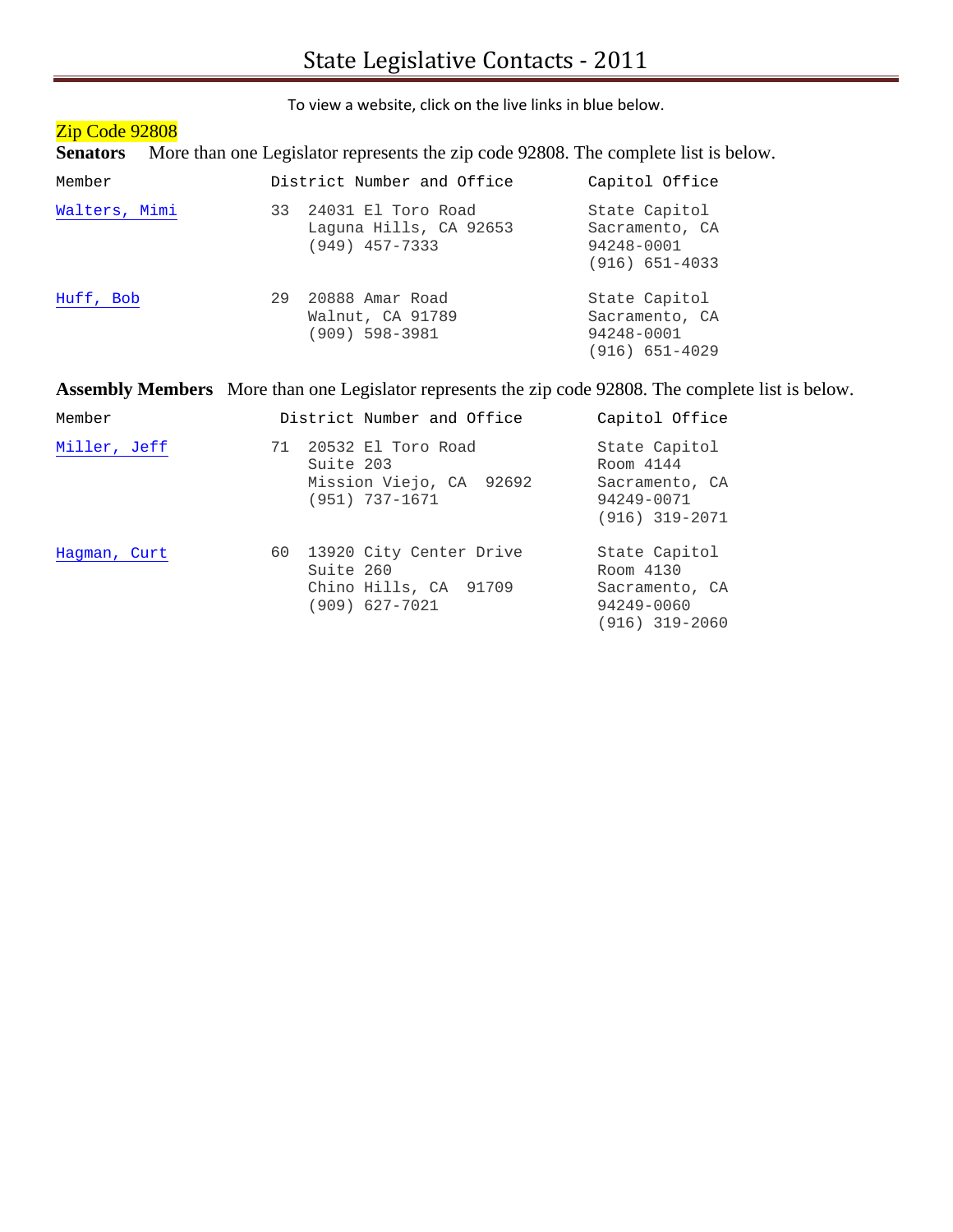# State Legislative Contacts - 2011

To view a website, click on the live links in blue below.

Zip Code 92808

**Senators** More than one Legislator represents the zip code 92808. The complete list is below.

| Member | District Number and Office | Capitol Office |
|---|---|---|
| Walters, Mimi | 33 24031 El Toro Road<br>Laguna Hills, CA 92653<br>(949) 457-7333 | State Capitol<br>Sacramento, CA<br>94248-0001<br>(916) 651-4033 |
| Huff, Bob | 29 20888 Amar Road<br>Walnut, CA 91789<br>(909) 598-3981 | State Capitol<br>Sacramento, CA<br>94248-0001<br>(916) 651-4029 |

**Assembly Members** More than one Legislator represents the zip code 92808. The complete list is below.

| Member | District Number and Office | Capitol Office |
|---|---|---|
| Miller, Jeff | 71 20532 El Toro Road<br>Suite 203<br>Mission Viejo, CA 92692<br>(951) 737-1671 | State Capitol<br>Room 4144<br>Sacramento, CA<br>94249-0071<br>(916) 319-2071 |
| Hagman, Curt | 60 13920 City Center Drive<br>Suite 260<br>Chino Hills, CA 91709<br>(909) 627-7021 | State Capitol<br>Room 4130<br>Sacramento, CA<br>94249-0060<br>(916) 319-2060 |